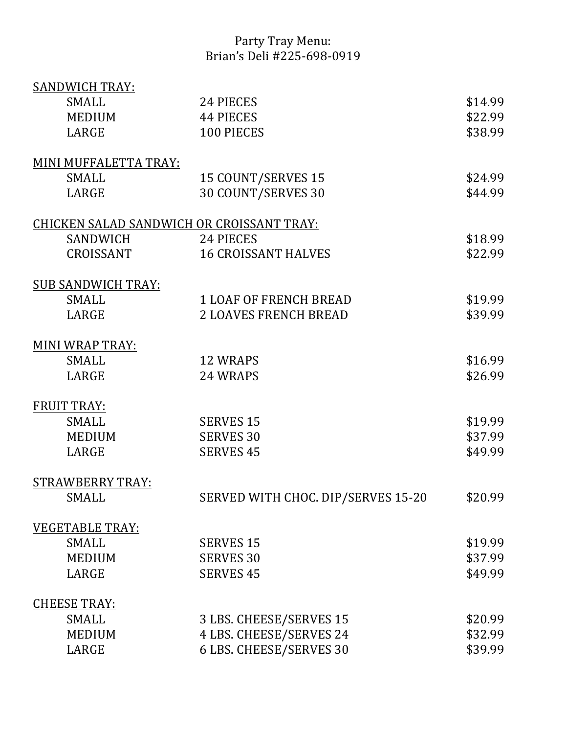# Party Tray Menu:
## Brian's Deli #225-698-0919

**SANDWICH TRAY:**

| | | |
|---|---|---|
| SMALL | 24 PIECES | $14.99 |
| MEDIUM | 44 PIECES | $22.99 |
| LARGE | 100 PIECES | $38.99 |

**MINI MUFFALETTA TRAY:**

| | | |
|---|---|---|
| SMALL | 15 COUNT/SERVES 15 | $24.99 |
| LARGE | 30 COUNT/SERVES 30 | $44.99 |

**CHICKEN SALAD SANDWICH OR CROISSANT TRAY:**

| | | |
|---|---|---|
| SANDWICH | 24 PIECES | $18.99 |
| CROISSANT | 16 CROISSANT HALVES | $22.99 |

**SUB SANDWICH TRAY:**

| | | |
|---|---|---|
| SMALL | 1 LOAF OF FRENCH BREAD | $19.99 |
| LARGE | 2 LOAVES FRENCH BREAD | $39.99 |

**MINI WRAP TRAY:**

| | | |
|---|---|---|
| SMALL | 12 WRAPS | $16.99 |
| LARGE | 24 WRAPS | $26.99 |

**FRUIT TRAY:**

| | | |
|---|---|---|
| SMALL | SERVES 15 | $19.99 |
| MEDIUM | SERVES 30 | $37.99 |
| LARGE | SERVES 45 | $49.99 |

**STRAWBERRY TRAY:**

| | | |
|---|---|---|
| SMALL | SERVED WITH CHOC. DIP/SERVES 15-20 | $20.99 |

**VEGETABLE TRAY:**

| | | |
|---|---|---|
| SMALL | SERVES 15 | $19.99 |
| MEDIUM | SERVES 30 | $37.99 |
| LARGE | SERVES 45 | $49.99 |

**CHEESE TRAY:**

| | | |
|---|---|---|
| SMALL | 3 LBS. CHEESE/SERVES 15 | $20.99 |
| MEDIUM | 4 LBS. CHEESE/SERVES 24 | $32.99 |
| LARGE | 6 LBS. CHEESE/SERVES 30 | $39.99 |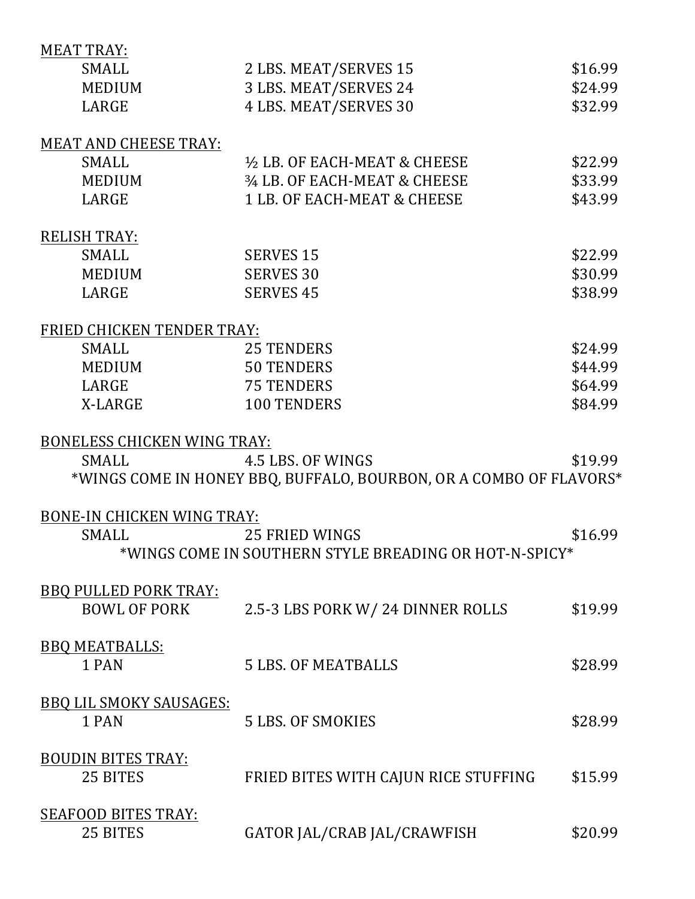<u>MEAT TRAY:</u>

| | | |
|---|---|---|
| SMALL | 2 LBS. MEAT/SERVES 15 | $16.99 |
| MEDIUM | 3 LBS. MEAT/SERVES 24 | $24.99 |
| LARGE | 4 LBS. MEAT/SERVES 30 | $32.99 |

<u>MEAT AND CHEESE TRAY:</u>

| | | |
|---|---|---|
| SMALL | ½ LB. OF EACH-MEAT & CHEESE | $22.99 |
| MEDIUM | ¾ LB. OF EACH-MEAT & CHEESE | $33.99 |
| LARGE | 1 LB. OF EACH-MEAT & CHEESE | $43.99 |

<u>RELISH TRAY:</u>

| | | |
|---|---|---|
| SMALL | SERVES 15 | $22.99 |
| MEDIUM | SERVES 30 | $30.99 |
| LARGE | SERVES 45 | $38.99 |

<u>FRIED CHICKEN TENDER TRAY:</u>

| | | |
|---|---|---|
| SMALL | 25 TENDERS | $24.99 |
| MEDIUM | 50 TENDERS | $44.99 |
| LARGE | 75 TENDERS | $64.99 |
| X-LARGE | 100 TENDERS | $84.99 |

<u>BONELESS CHICKEN WING TRAY:</u>

| | | |
|---|---|---|
| SMALL | 4.5 LBS. OF WINGS | $19.99 |

*WINGS COME IN HONEY BBQ, BUFFALO, BOURBON, OR A COMBO OF FLAVORS*

<u>BONE-IN CHICKEN WING TRAY:</u>

| | | |
|---|---|---|
| SMALL | 25 FRIED WINGS | $16.99 |

*WINGS COME IN SOUTHERN STYLE BREADING OR HOT-N-SPICY*

<u>BBQ PULLED PORK TRAY:</u>

| | | |
|---|---|---|
| BOWL OF PORK | 2.5-3 LBS PORK W/ 24 DINNER ROLLS | $19.99 |

<u>BBQ MEATBALLS:</u>

| | | |
|---|---|---|
| 1 PAN | 5 LBS. OF MEATBALLS | $28.99 |

<u>BBQ LIL SMOKY SAUSAGES:</u>

| | | |
|---|---|---|
| 1 PAN | 5 LBS. OF SMOKIES | $28.99 |

<u>BOUDIN BITES TRAY:</u>

| | | |
|---|---|---|
| 25 BITES | FRIED BITES WITH CAJUN RICE STUFFING | $15.99 |

<u>SEAFOOD BITES TRAY:</u>

| | | |
|---|---|---|
| 25 BITES | GATOR JAL/CRAB JAL/CRAWFISH | $20.99 |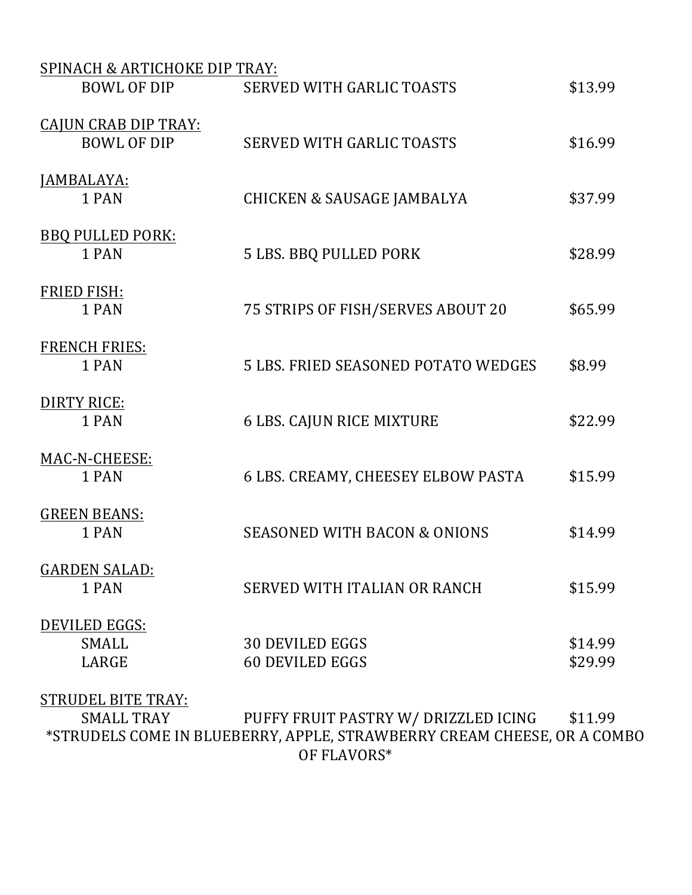SPINACH & ARTICHOKE DIP TRAY:

| | | |
|---|---|---|
| BOWL OF DIP | SERVED WITH GARLIC TOASTS | $13.99 |

CAJUN CRAB DIP TRAY:

| | | |
|---|---|---|
| BOWL OF DIP | SERVED WITH GARLIC TOASTS | $16.99 |

JAMBALAYA:

| | | |
|---|---|---|
| 1 PAN | CHICKEN & SAUSAGE JAMBALYA | $37.99 |

BBQ PULLED PORK:

| | | |
|---|---|---|
| 1 PAN | 5 LBS. BBQ PULLED PORK | $28.99 |

FRIED FISH:

| | | |
|---|---|---|
| 1 PAN | 75 STRIPS OF FISH/SERVES ABOUT 20 | $65.99 |

FRENCH FRIES:

| | | |
|---|---|---|
| 1 PAN | 5 LBS. FRIED SEASONED POTATO WEDGES | $8.99 |

DIRTY RICE:

| | | |
|---|---|---|
| 1 PAN | 6 LBS. CAJUN RICE MIXTURE | $22.99 |

MAC-N-CHEESE:

| | | |
|---|---|---|
| 1 PAN | 6 LBS. CREAMY, CHEESEY ELBOW PASTA | $15.99 |

GREEN BEANS:

| | | |
|---|---|---|
| 1 PAN | SEASONED WITH BACON & ONIONS | $14.99 |

GARDEN SALAD:

| | | |
|---|---|---|
| 1 PAN | SERVED WITH ITALIAN OR RANCH | $15.99 |

DEVILED EGGS:

| | | |
|---|---|---|
| SMALL | 30 DEVILED EGGS | $14.99 |
| LARGE | 60 DEVILED EGGS | $29.99 |

STRUDEL BITE TRAY:

| | | |
|---|---|---|
| SMALL TRAY | PUFFY FRUIT PASTRY W/ DRIZZLED ICING | $11.99 |

*STRUDELS COME IN BLUEBERRY, APPLE, STRAWBERRY CREAM CHEESE, OR A COMBO OF FLAVORS*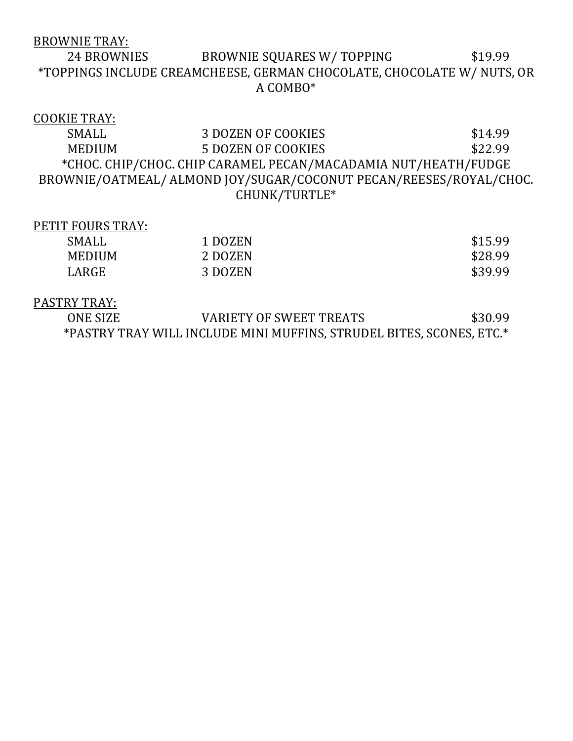BROWNIE TRAY:

| | | |
|---|---|---|
| 24 BROWNIES | BROWNIE SQUARES W/ TOPPING | $19.99 |

*TOPPINGS INCLUDE CREAMCHEESE, GERMAN CHOCOLATE, CHOCOLATE W/ NUTS, OR A COMBO*

COOKIE TRAY:

| | | |
|---|---|---|
| SMALL | 3 DOZEN OF COOKIES | $14.99 |
| MEDIUM | 5 DOZEN OF COOKIES | $22.99 |

*CHOC. CHIP/CHOC. CHIP CARAMEL PECAN/MACADAMIA NUT/HEATH/FUDGE BROWNIE/OATMEAL/ ALMOND JOY/SUGAR/COCONUT PECAN/REESES/ROYAL/CHOC. CHUNK/TURTLE*

PETIT FOURS TRAY:

| | | |
|---|---|---|
| SMALL | 1 DOZEN | $15.99 |
| MEDIUM | 2 DOZEN | $28.99 |
| LARGE | 3 DOZEN | $39.99 |

PASTRY TRAY:

| | | |
|---|---|---|
| ONE SIZE | VARIETY OF SWEET TREATS | $30.99 |

*PASTRY TRAY WILL INCLUDE MINI MUFFINS, STRUDEL BITES, SCONES, ETC.*